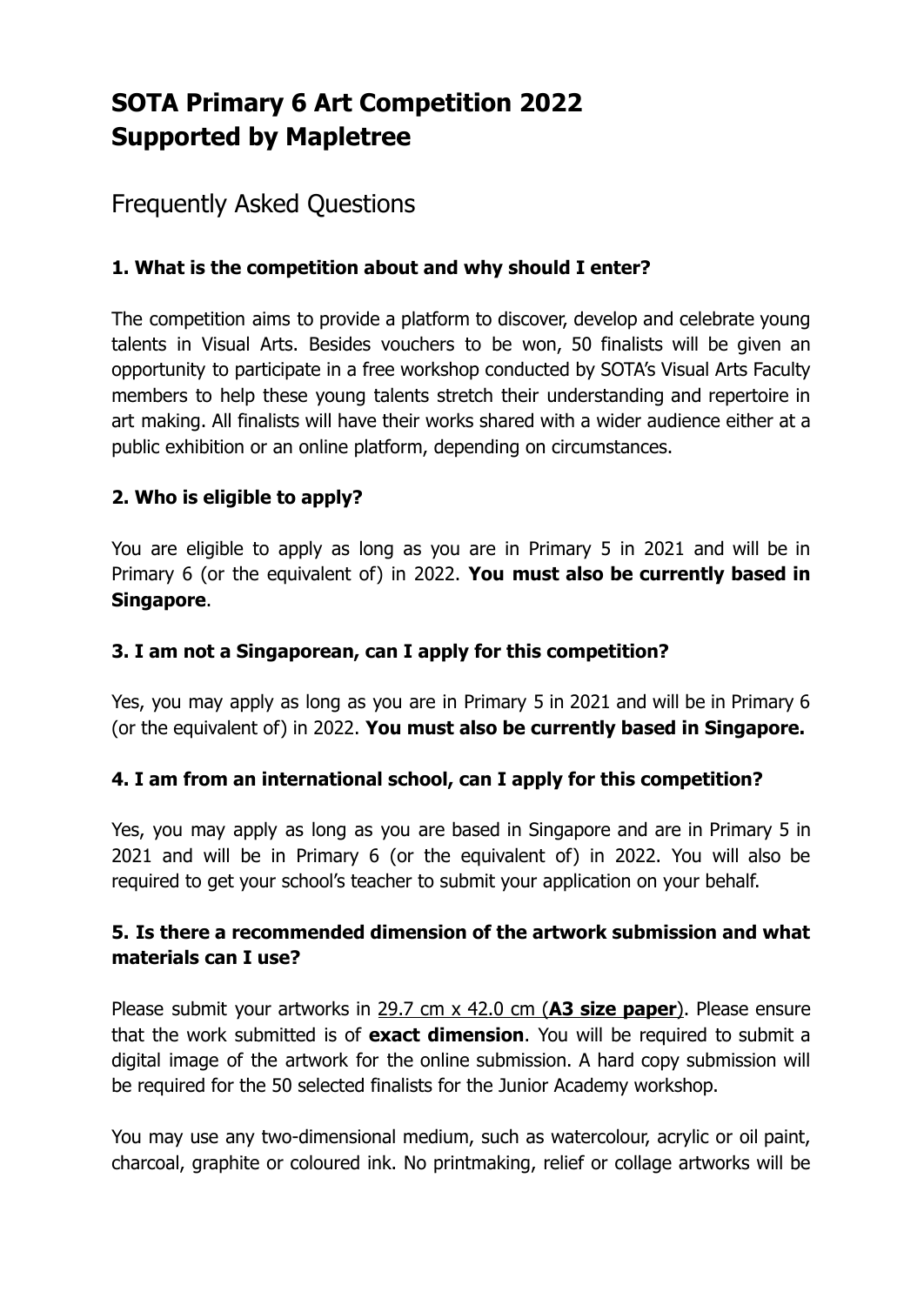# SOTA Primary 6 Art Competition 2022
# Supported by Mapletree

## Frequently Asked Questions

### 1. What is the competition about and why should I enter?

The competition aims to provide a platform to discover, develop and celebrate young talents in Visual Arts. Besides vouchers to be won, 50 finalists will be given an opportunity to participate in a free workshop conducted by SOTA's Visual Arts Faculty members to help these young talents stretch their understanding and repertoire in art making. All finalists will have their works shared with a wider audience either at a public exhibition or an online platform, depending on circumstances.

### 2. Who is eligible to apply?

You are eligible to apply as long as you are in Primary 5 in 2021 and will be in Primary 6 (or the equivalent of) in 2022. **You must also be currently based in Singapore**.

### 3. I am not a Singaporean, can I apply for this competition?

Yes, you may apply as long as you are in Primary 5 in 2021 and will be in Primary 6 (or the equivalent of) in 2022. **You must also be currently based in Singapore.**

### 4. I am from an international school, can I apply for this competition?

Yes, you may apply as long as you are based in Singapore and are in Primary 5 in 2021 and will be in Primary 6 (or the equivalent of) in 2022. You will also be required to get your school's teacher to submit your application on your behalf.

### 5. Is there a recommended dimension of the artwork submission and what materials can I use?

Please submit your artworks in 29.7 cm x 42.0 cm (**A3 size paper**). Please ensure that the work submitted is of **exact dimension**. You will be required to submit a digital image of the artwork for the online submission. A hard copy submission will be required for the 50 selected finalists for the Junior Academy workshop.

You may use any two-dimensional medium, such as watercolour, acrylic or oil paint, charcoal, graphite or coloured ink. No printmaking, relief or collage artworks will be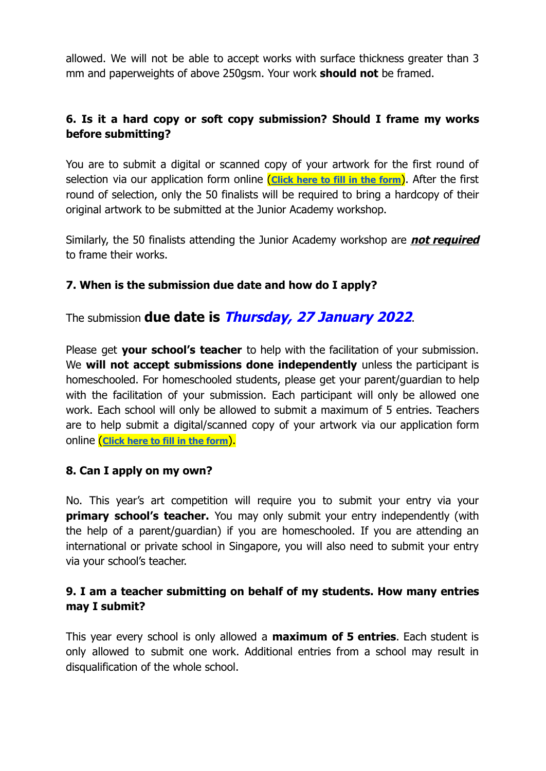allowed. We will not be able to accept works with surface thickness greater than 3 mm and paperweights of above 250gsm. Your work **should not** be framed.

### 6. Is it a hard copy or soft copy submission? Should I frame my works before submitting?

You are to submit a digital or scanned copy of your artwork for the first round of selection via our application form online (**Click here to fill in the form**). After the first round of selection, only the 50 finalists will be required to bring a hardcopy of their original artwork to be submitted at the Junior Academy workshop.

Similarly, the 50 finalists attending the Junior Academy workshop are ***not required*** to frame their works.

### 7. When is the submission due date and how do I apply?

The submission **due date is *Thursday, 27 January 2022***.

Please get **your school's teacher** to help with the facilitation of your submission. We **will not accept submissions done independently** unless the participant is homeschooled. For homeschooled students, please get your parent/guardian to help with the facilitation of your submission. Each participant will only be allowed one work. Each school will only be allowed to submit a maximum of 5 entries. Teachers are to help submit a digital/scanned copy of your artwork via our application form online (**Click here to fill in the form**).

### 8. Can I apply on my own?

No. This year's art competition will require you to submit your entry via your **primary school's teacher.** You may only submit your entry independently (with the help of a parent/guardian) if you are homeschooled. If you are attending an international or private school in Singapore, you will also need to submit your entry via your school's teacher.

### 9. I am a teacher submitting on behalf of my students. How many entries may I submit?

This year every school is only allowed a **maximum of 5 entries**. Each student is only allowed to submit one work. Additional entries from a school may result in disqualification of the whole school.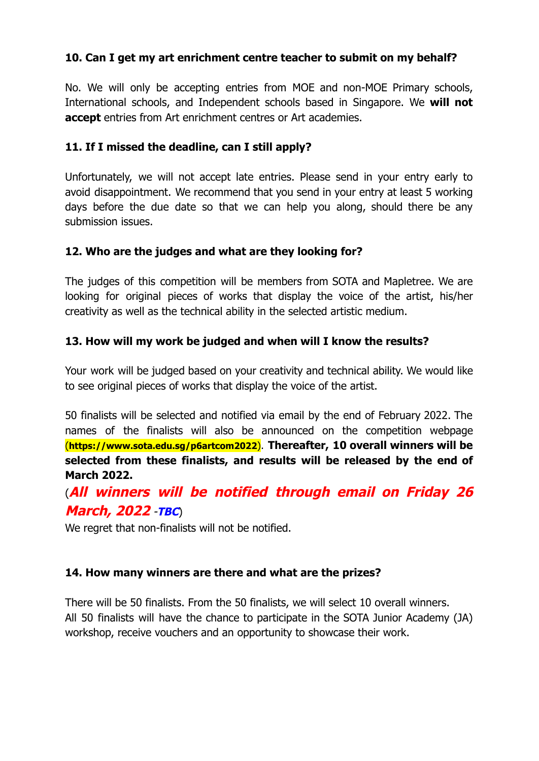**10. Can I get my art enrichment centre teacher to submit on my behalf?**

No. We will only be accepting entries from MOE and non-MOE Primary schools, International schools, and Independent schools based in Singapore. We **will not accept** entries from Art enrichment centres or Art academies.

**11. If I missed the deadline, can I still apply?**

Unfortunately, we will not accept late entries. Please send in your entry early to avoid disappointment. We recommend that you send in your entry at least 5 working days before the due date so that we can help you along, should there be any submission issues.

**12. Who are the judges and what are they looking for?**

The judges of this competition will be members from SOTA and Mapletree. We are looking for original pieces of works that display the voice of the artist, his/her creativity as well as the technical ability in the selected artistic medium.

**13. How will my work be judged and when will I know the results?**

Your work will be judged based on your creativity and technical ability. We would like to see original pieces of works that display the voice of the artist.

50 finalists will be selected and notified via email by the end of February 2022. The names of the finalists will also be announced on the competition webpage (**https://www.sota.edu.sg/p6artcom2022**). **Thereafter, 10 overall winners will be selected from these finalists, and results will be released by the end of March 2022.**

(***All winners will be notified through email on Friday 26 March, 2022*** -***TBC***)

We regret that non-finalists will not be notified.

**14. How many winners are there and what are the prizes?**

There will be 50 finalists. From the 50 finalists, we will select 10 overall winners.
All 50 finalists will have the chance to participate in the SOTA Junior Academy (JA) workshop, receive vouchers and an opportunity to showcase their work.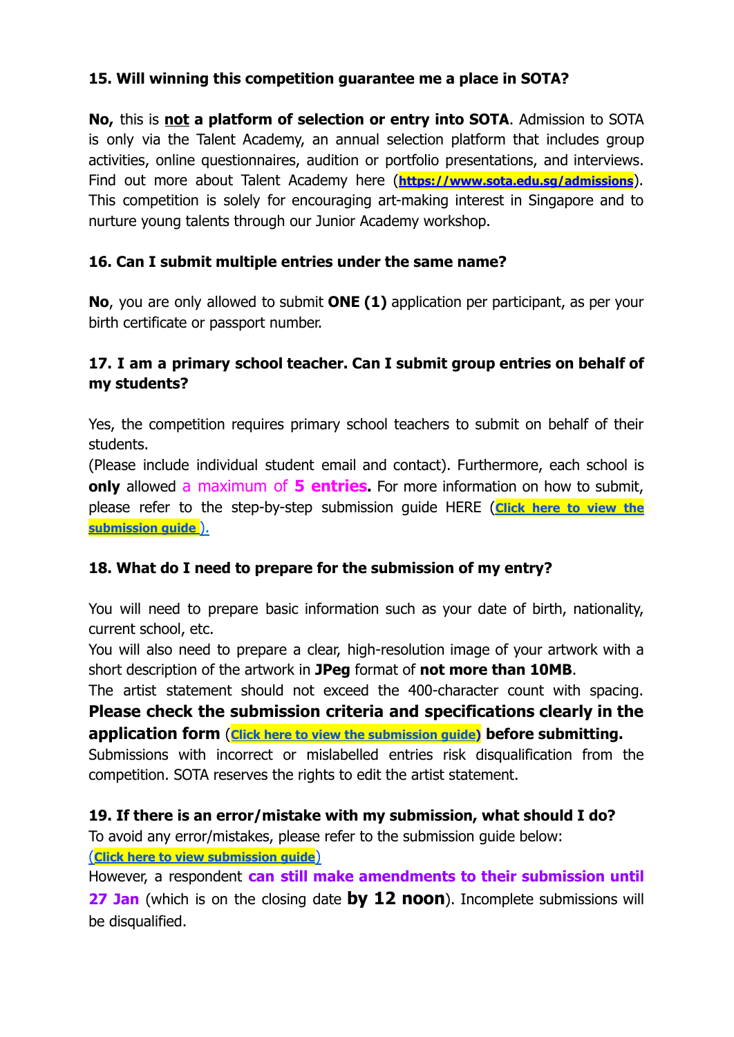**15. Will winning this competition guarantee me a place in SOTA?**

**No,** this is **not a platform of selection or entry into SOTA**. Admission to SOTA is only via the Talent Academy, an annual selection platform that includes group activities, online questionnaires, audition or portfolio presentations, and interviews. Find out more about Talent Academy here (**https://www.sota.edu.sg/admissions**). This competition is solely for encouraging art-making interest in Singapore and to nurture young talents through our Junior Academy workshop.

**16. Can I submit multiple entries under the same name?**

**No**, you are only allowed to submit **ONE (1)** application per participant, as per your birth certificate or passport number.

**17. I am a primary school teacher. Can I submit group entries on behalf of my students?**

Yes, the competition requires primary school teachers to submit on behalf of their students.
(Please include individual student email and contact). Furthermore, each school is **only** allowed a maximum of **5 entries.** For more information on how to submit, please refer to the step-by-step submission guide HERE (**Click here to view the submission guide**).

**18. What do I need to prepare for the submission of my entry?**

You will need to prepare basic information such as your date of birth, nationality, current school, etc.
You will also need to prepare a clear, high-resolution image of your artwork with a short description of the artwork in **JPeg** format of **not more than 10MB**.
The artist statement should not exceed the 400-character count with spacing. **Please check the submission criteria and specifications clearly in the application form** (**Click here to view the submission guide**) **before submitting.**
Submissions with incorrect or mislabelled entries risk disqualification from the competition. SOTA reserves the rights to edit the artist statement.

**19. If there is an error/mistake with my submission, what should I do?**
To avoid any error/mistakes, please refer to the submission guide below:
(**Click here to view submission guide**)
However, a respondent **can still make amendments to their submission until 27 Jan** (which is on the closing date **by 12 noon**). Incomplete submissions will be disqualified.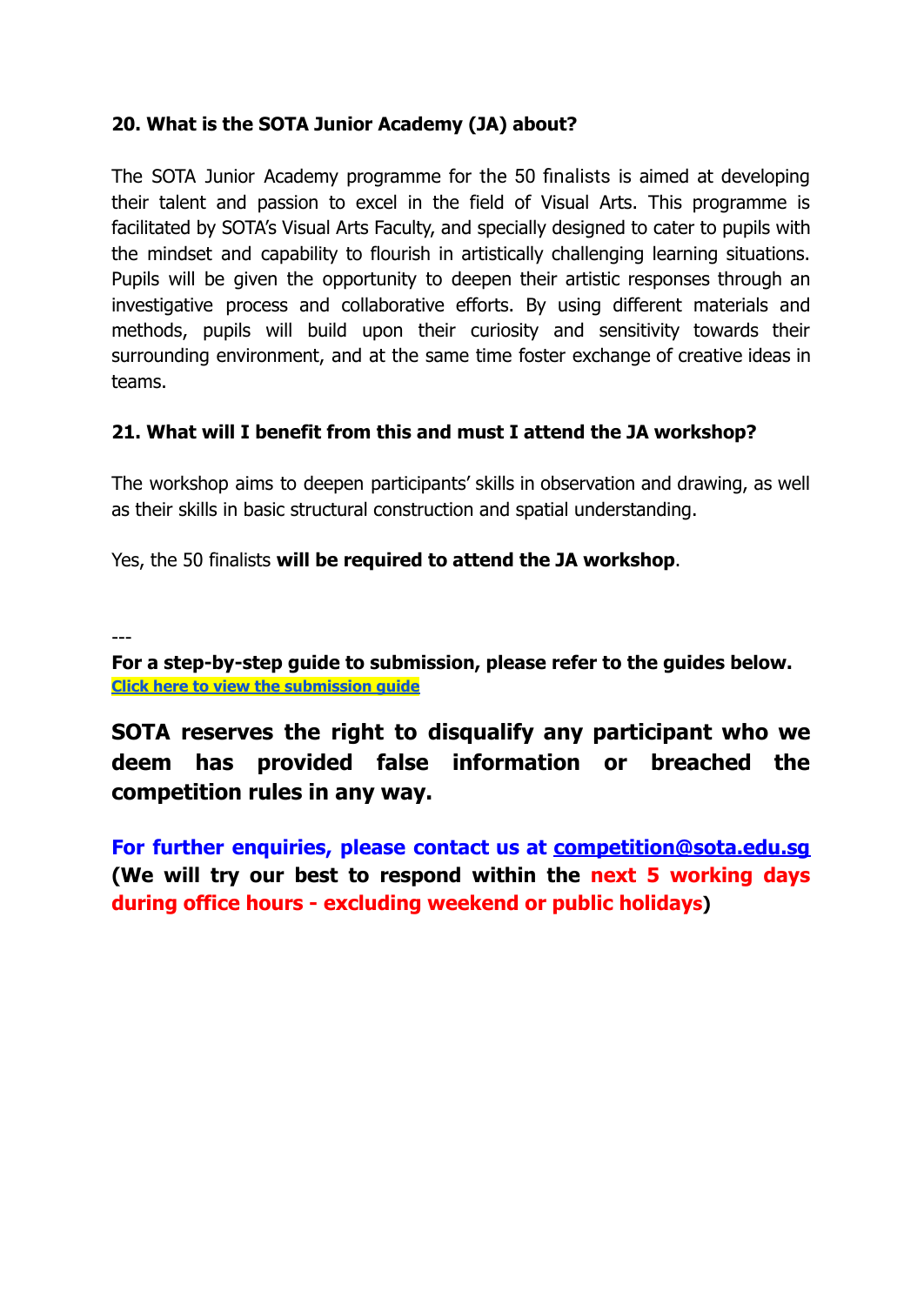**20. What is the SOTA Junior Academy (JA) about?**

The SOTA Junior Academy programme for the 50 finalists is aimed at developing their talent and passion to excel in the field of Visual Arts. This programme is facilitated by SOTA's Visual Arts Faculty, and specially designed to cater to pupils with the mindset and capability to flourish in artistically challenging learning situations. Pupils will be given the opportunity to deepen their artistic responses through an investigative process and collaborative efforts. By using different materials and methods, pupils will build upon their curiosity and sensitivity towards their surrounding environment, and at the same time foster exchange of creative ideas in teams.

**21. What will I benefit from this and must I attend the JA workshop?**

The workshop aims to deepen participants' skills in observation and drawing, as well as their skills in basic structural construction and spatial understanding.

Yes, the 50 finalists **will be required to attend the JA workshop**.

---

**For a step-by-step guide to submission, please refer to the guides below.**
**Click here to view the submission guide**

**SOTA reserves the right to disqualify any participant who we deem has provided false information or breached the competition rules in any way.**

**For further enquiries, please contact us at competition@sota.edu.sg (We will try our best to respond within the next 5 working days during office hours - excluding weekend or public holidays)**